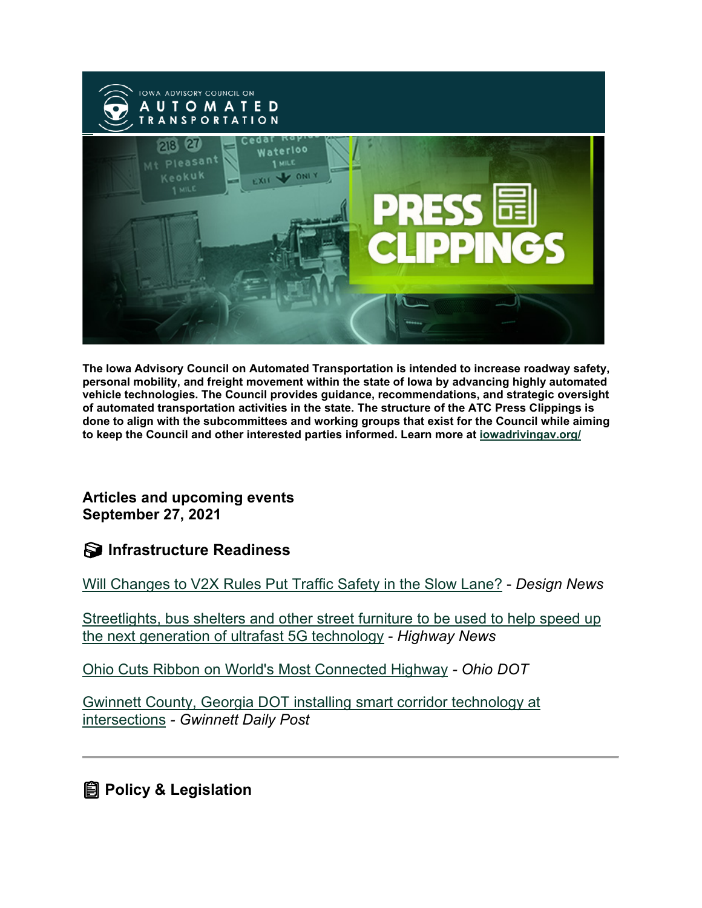The Iowa Advisory Council on Automated Transportation is intended to increase roadway safety, personal mobility, and freight movement within the state of Iowa by advancing highly automated vehicle technologies. The Council provides guidance, recommendations, and strategic oversight of automated transportation activities in the state. The structure of the ATC Press Clippings is done to align with the subcommittees and working groups that exist for the Council while aiming to keep the Council and other interested parties informed. Learn more at iowadrivingav.org/

**Articles and upcoming events**
**September 27, 2021**

## Infrastructure Readiness

Will Changes to V2X Rules Put Traffic Safety in the Slow Lane? - *Design News*

Streetlights, bus shelters and other street furniture to be used to help speed up the next generation of ultrafast 5G technology - *Highway News*

Ohio Cuts Ribbon on World's Most Connected Highway - *Ohio DOT*

Gwinnett County, Georgia DOT installing smart corridor technology at intersections - *Gwinnett Daily Post*

---

## Policy & Legislation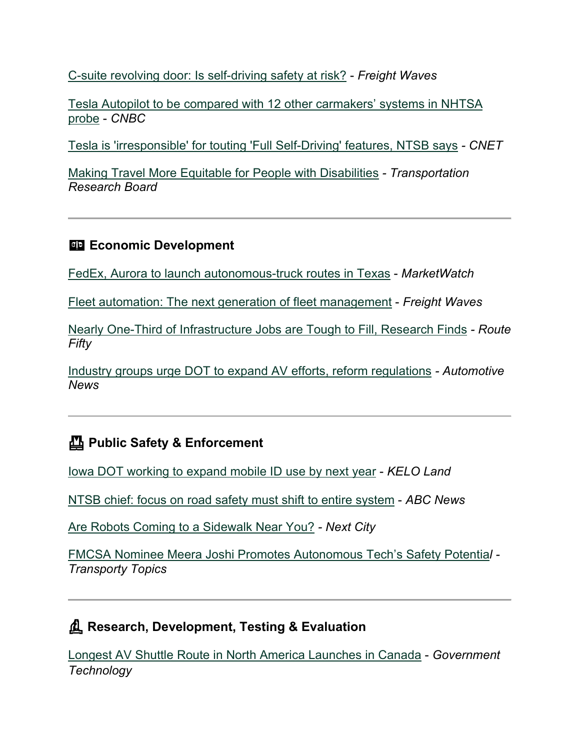C-suite revolving door: Is self-driving safety at risk? - *Freight Waves*

Tesla Autopilot to be compared with 12 other carmakers' systems in NHTSA probe - *CNBC*

Tesla is 'irresponsible' for touting 'Full Self-Driving' features, NTSB says - *CNET*

Making Travel More Equitable for People with Disabilities - *Transportation Research Board*

---

## Economic Development

FedEx, Aurora to launch autonomous-truck routes in Texas - *MarketWatch*

Fleet automation: The next generation of fleet management - *Freight Waves*

Nearly One-Third of Infrastructure Jobs are Tough to Fill, Research Finds - *Route Fifty*

Industry groups urge DOT to expand AV efforts, reform regulations - *Automotive News*

---

## Public Safety & Enforcement

Iowa DOT working to expand mobile ID use by next year - *KELO Land*

NTSB chief: focus on road safety must shift to entire system - *ABC News*

Are Robots Coming to a Sidewalk Near You? - *Next City*

FMCSA Nominee Meera Joshi Promotes Autonomous Tech's Safety Potential - *Transporty Topics*

---

## Research, Development, Testing & Evaluation

Longest AV Shuttle Route in North America Launches in Canada - *Government Technology*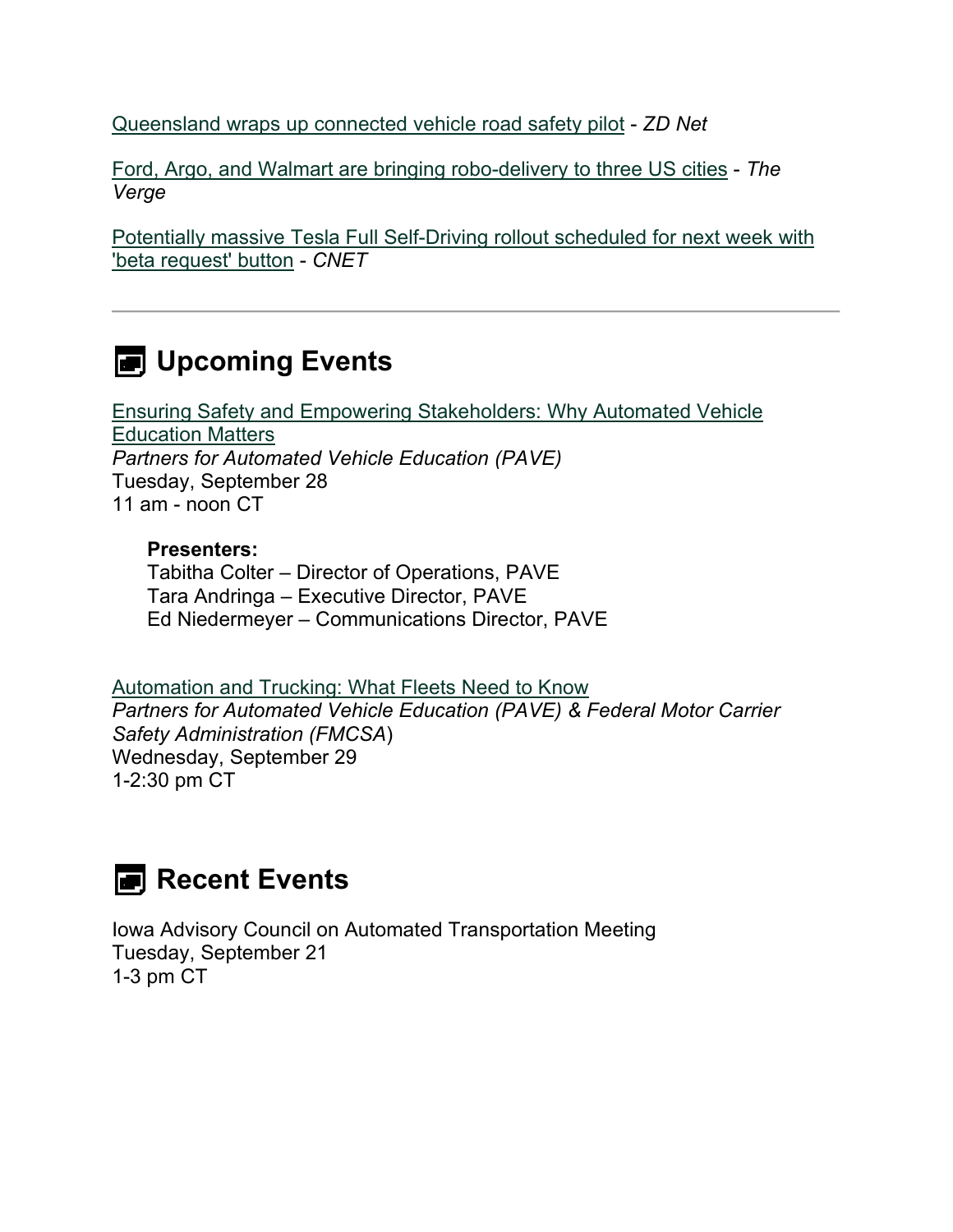Queensland wraps up connected vehicle road safety pilot - *ZD Net*

Ford, Argo, and Walmart are bringing robo-delivery to three US cities - *The Verge*

Potentially massive Tesla Full Self-Driving rollout scheduled for next week with 'beta request' button - *CNET*

---

## Upcoming Events

Ensuring Safety and Empowering Stakeholders: Why Automated Vehicle Education Matters
*Partners for Automated Vehicle Education (PAVE)*
Tuesday, September 28
11 am - noon CT

> **Presenters:**
> Tabitha Colter – Director of Operations, PAVE
> Tara Andringa – Executive Director, PAVE
> Ed Niedermeyer – Communications Director, PAVE

Automation and Trucking: What Fleets Need to Know
*Partners for Automated Vehicle Education (PAVE) & Federal Motor Carrier Safety Administration (FMCSA)*
Wednesday, September 29
1-2:30 pm CT

## Recent Events

Iowa Advisory Council on Automated Transportation Meeting
Tuesday, September 21
1-3 pm CT